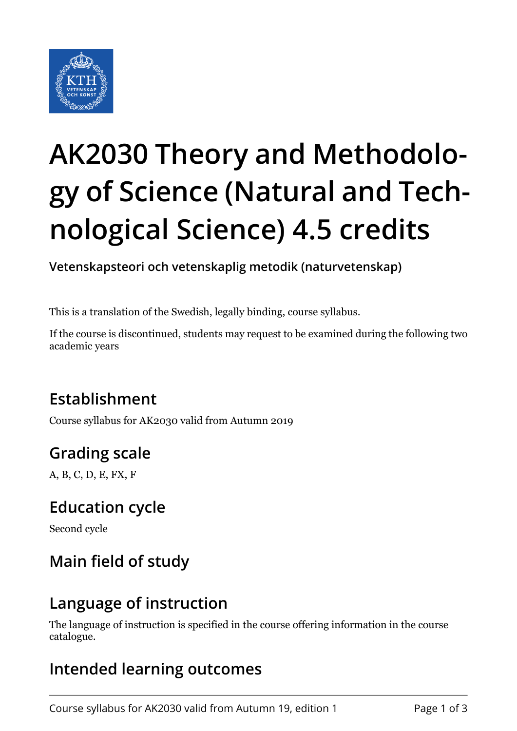# AK2030 Theory and Methodology of Science (Natural and Technological Science) 4.5 credits

**Vetenskapsteori och vetenskaplig metodik (naturvetenskap)**

This is a translation of the Swedish, legally binding, course syllabus.

If the course is discontinued, students may request to be examined during the following two academic years

## Establishment

Course syllabus for AK2030 valid from Autumn 2019

## Grading scale

A, B, C, D, E, FX, F

## Education cycle

Second cycle

## Main field of study

## Language of instruction

The language of instruction is specified in the course offering information in the course catalogue.

## Intended learning outcomes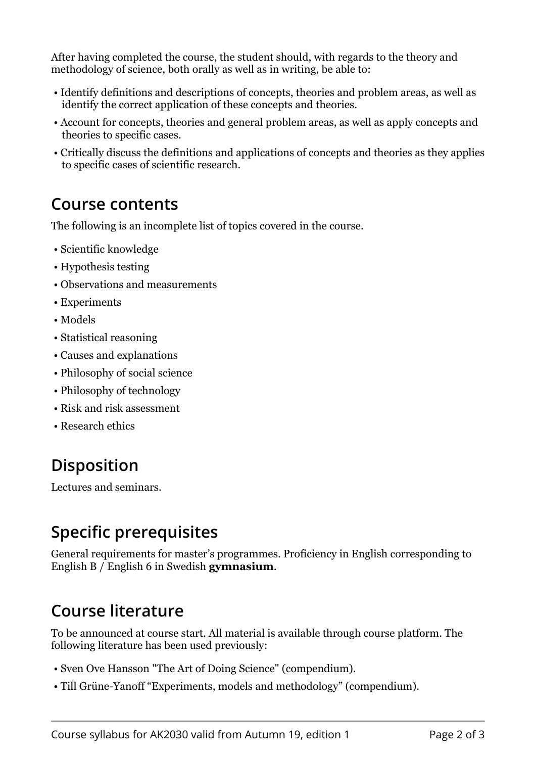After having completed the course, the student should, with regards to the theory and methodology of science, both orally as well as in writing, be able to:

- Identify definitions and descriptions of concepts, theories and problem areas, as well as identify the correct application of these concepts and theories.
- Account for concepts, theories and general problem areas, as well as apply concepts and theories to specific cases.
- Critically discuss the definitions and applications of concepts and theories as they applies to specific cases of scientific research.

## Course contents

The following is an incomplete list of topics covered in the course.

- Scientific knowledge
- Hypothesis testing
- Observations and measurements
- Experiments
- Models
- Statistical reasoning
- Causes and explanations
- Philosophy of social science
- Philosophy of technology
- Risk and risk assessment
- Research ethics

## Disposition

Lectures and seminars.

## Specific prerequisites

General requirements for master's programmes. Proficiency in English corresponding to English B / English 6 in Swedish **gymnasium**.

## Course literature

To be announced at course start. All material is available through course platform. The following literature has been used previously:

- Sven Ove Hansson "The Art of Doing Science" (compendium).
- Till Grüne-Yanoff "Experiments, models and methodology" (compendium).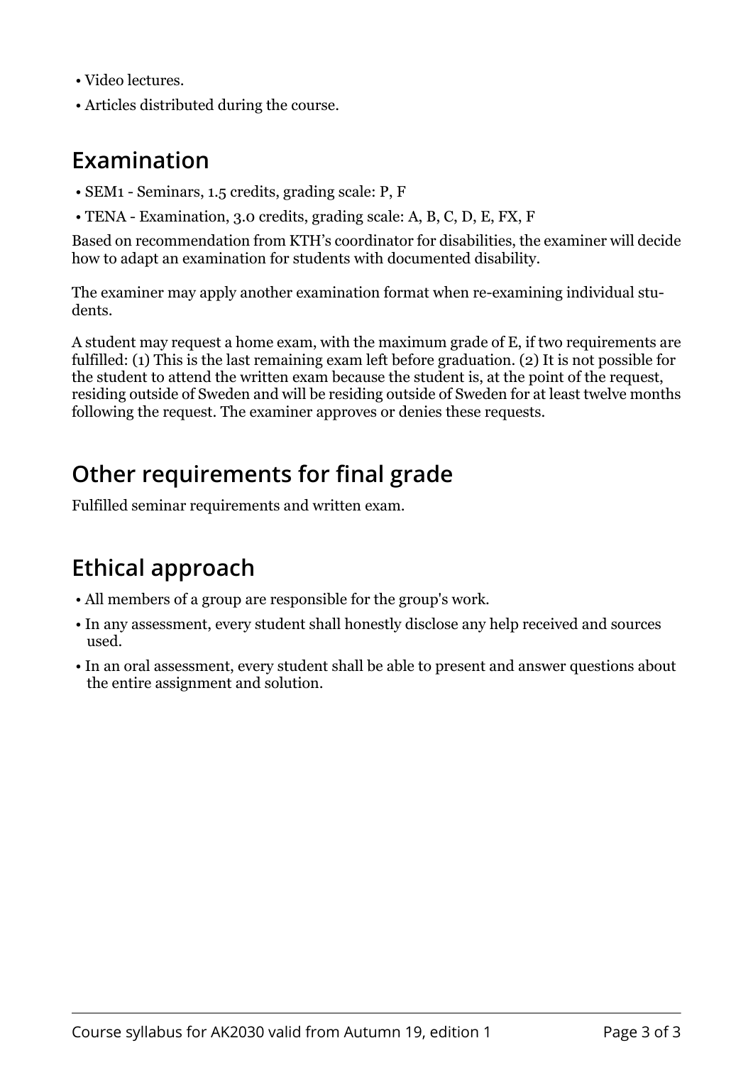- Video lectures.
- Articles distributed during the course.

## Examination

- SEM1 - Seminars, 1.5 credits, grading scale: P, F
- TENA - Examination, 3.0 credits, grading scale: A, B, C, D, E, FX, F

Based on recommendation from KTH's coordinator for disabilities, the examiner will decide how to adapt an examination for students with documented disability.

The examiner may apply another examination format when re-examining individual students.

A student may request a home exam, with the maximum grade of E, if two requirements are fulfilled: (1) This is the last remaining exam left before graduation. (2) It is not possible for the student to attend the written exam because the student is, at the point of the request, residing outside of Sweden and will be residing outside of Sweden for at least twelve months following the request. The examiner approves or denies these requests.

## Other requirements for final grade

Fulfilled seminar requirements and written exam.

## Ethical approach

- All members of a group are responsible for the group's work.
- In any assessment, every student shall honestly disclose any help received and sources used.
- In an oral assessment, every student shall be able to present and answer questions about the entire assignment and solution.